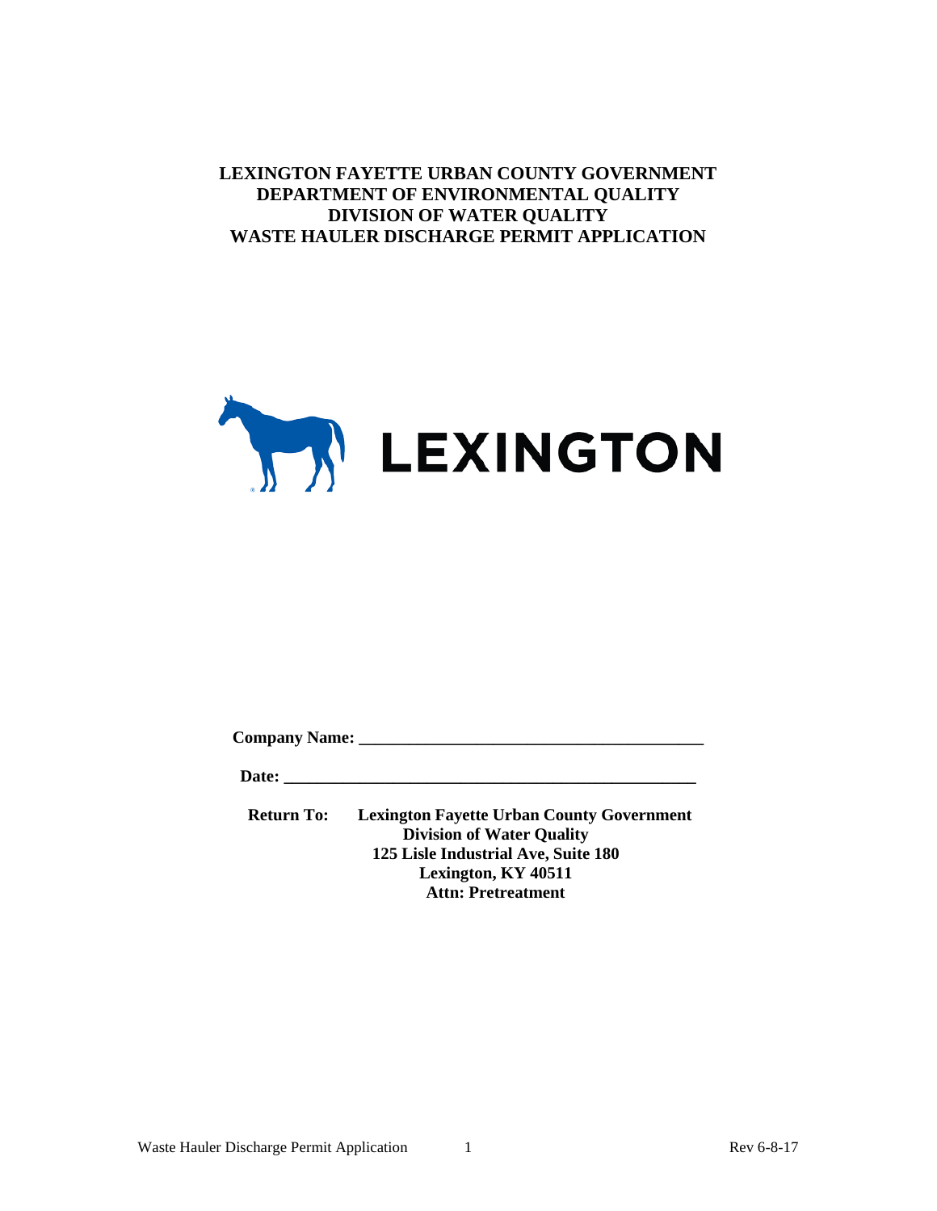# LEXINGTON FAYETTE URBAN COUNTY GOVERNMENT
# DEPARTMENT OF ENVIRONMENTAL QUALITY
# DIVISION OF WATER QUALITY
# WASTE HAULER DISCHARGE PERMIT APPLICATION

LEXINGTON

**Company Name:** ________________________________________

**Date:** ________________________________________________

**Return To:** **Lexington Fayette Urban County Government**
**Division of Water Quality**
**125 Lisle Industrial Ave, Suite 180**
**Lexington, KY 40511**
**Attn: Pretreatment**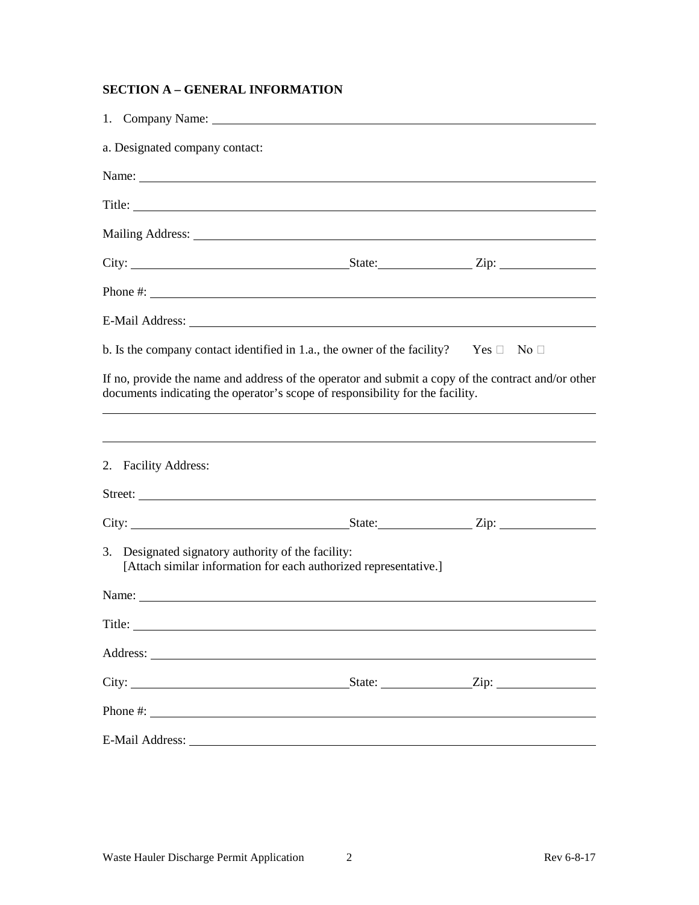**SECTION A – GENERAL INFORMATION**

1. Company Name: ______________________________

a. Designated company contact:

Name: ______________________________

Title: ______________________________

Mailing Address: ______________________________

City: ______________________ State: ____________ Zip: ____________

Phone #: ______________________________

E-Mail Address: ______________________________

b. Is the company contact identified in 1.a., the owner of the facility? Yes ☐ No ☐

If no, provide the name and address of the operator and submit a copy of the contract and/or other documents indicating the operator's scope of responsibility for the facility.

______________________________

______________________________

2. Facility Address:

Street: ______________________________

City: ______________________ State: ____________ Zip: ____________

3. Designated signatory authority of the facility:
   [Attach similar information for each authorized representative.]

Name: ______________________________

Title: ______________________________

Address: ______________________________

City: ______________________ State: ____________ Zip: ____________

Phone #: ______________________________

E-Mail Address: ______________________________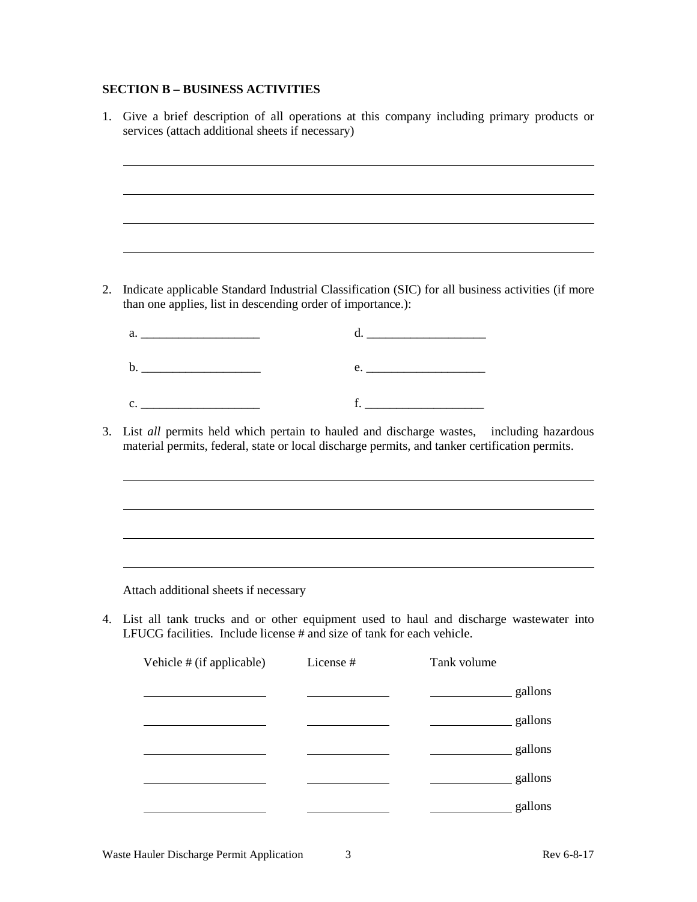### SECTION B – BUSINESS ACTIVITIES

1. Give a brief description of all operations at this company including primary products or services (attach additional sheets if necessary)

____________________________________________________________________________

____________________________________________________________________________

____________________________________________________________________________

____________________________________________________________________________

2. Indicate applicable Standard Industrial Classification (SIC) for all business activities (if more than one applies, list in descending order of importance.):

   a. ___________________ d. ___________________

   b. ___________________ e. ___________________

   c. ___________________ f. ___________________

3. List *all* permits held which pertain to hauled and discharge wastes, including hazardous material permits, federal, state or local discharge permits, and tanker certification permits.

____________________________________________________________________________

____________________________________________________________________________

____________________________________________________________________________

____________________________________________________________________________

   Attach additional sheets if necessary

4. List all tank trucks and or other equipment used to haul and discharge wastewater into LFUCG facilities. Include license # and size of tank for each vehicle.

| Vehicle # (if applicable) | License # | Tank volume |
|---|---|---|
| | | gallons |
| | | gallons |
| | | gallons |
| | | gallons |
| | | gallons |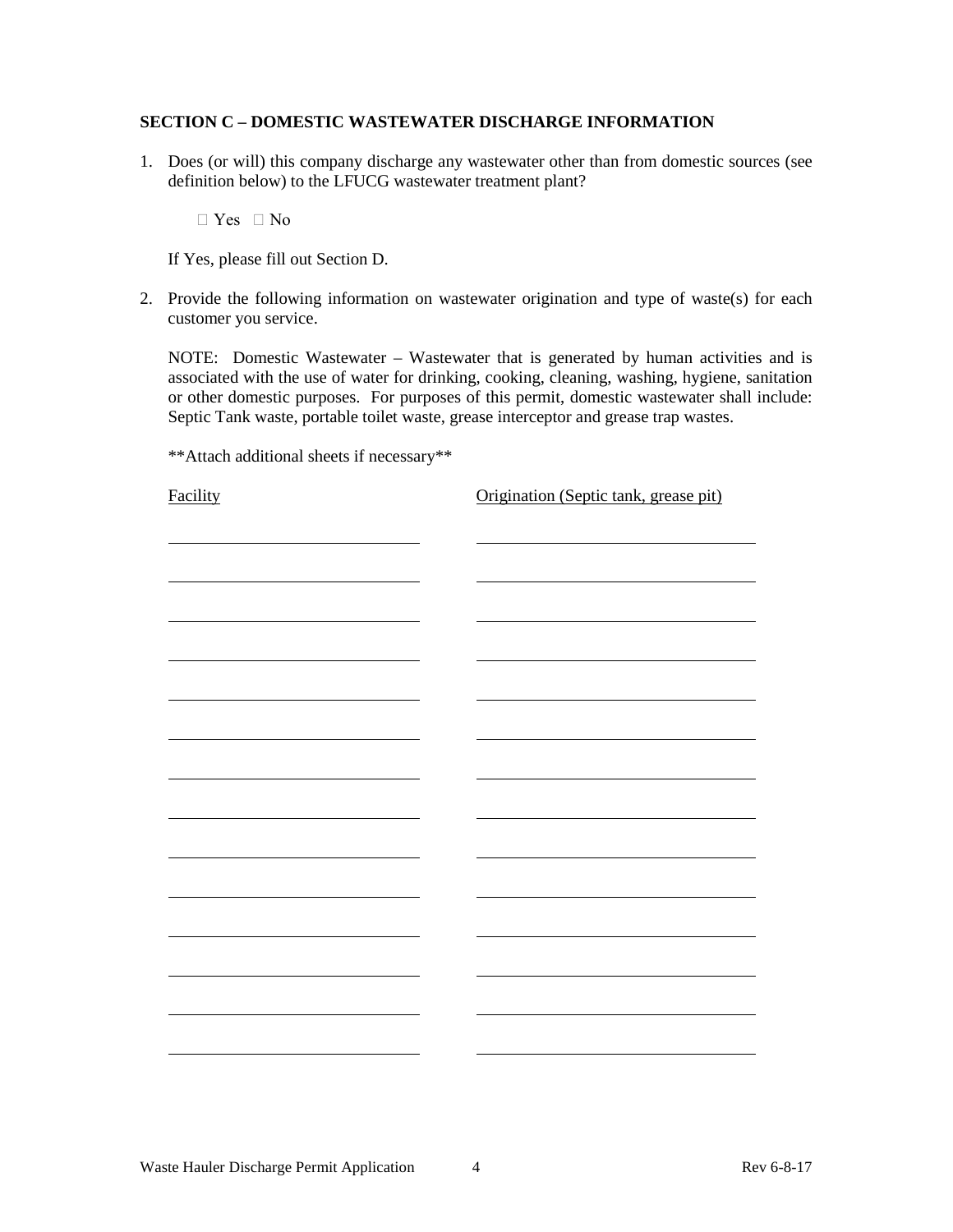### SECTION C – DOMESTIC WASTEWATER DISCHARGE INFORMATION

1. Does (or will) this company discharge any wastewater other than from domestic sources (see definition below) to the LFUCG wastewater treatment plant?

   ☐ Yes ☐ No

   If Yes, please fill out Section D.

2. Provide the following information on wastewater origination and type of waste(s) for each customer you service.

   NOTE: Domestic Wastewater – Wastewater that is generated by human activities and is associated with the use of water for drinking, cooking, cleaning, washing, hygiene, sanitation or other domestic purposes. For purposes of this permit, domestic wastewater shall include: Septic Tank waste, portable toilet waste, grease interceptor and grease trap wastes.

   **Attach additional sheets if necessary**

| Facility | Origination (Septic tank, grease pit) |
|---|---|
| | |
| | |
| | |
| | |
| | |
| | |
| | |
| | |
| | |
| | |
| | |
| | |
| | |
| | |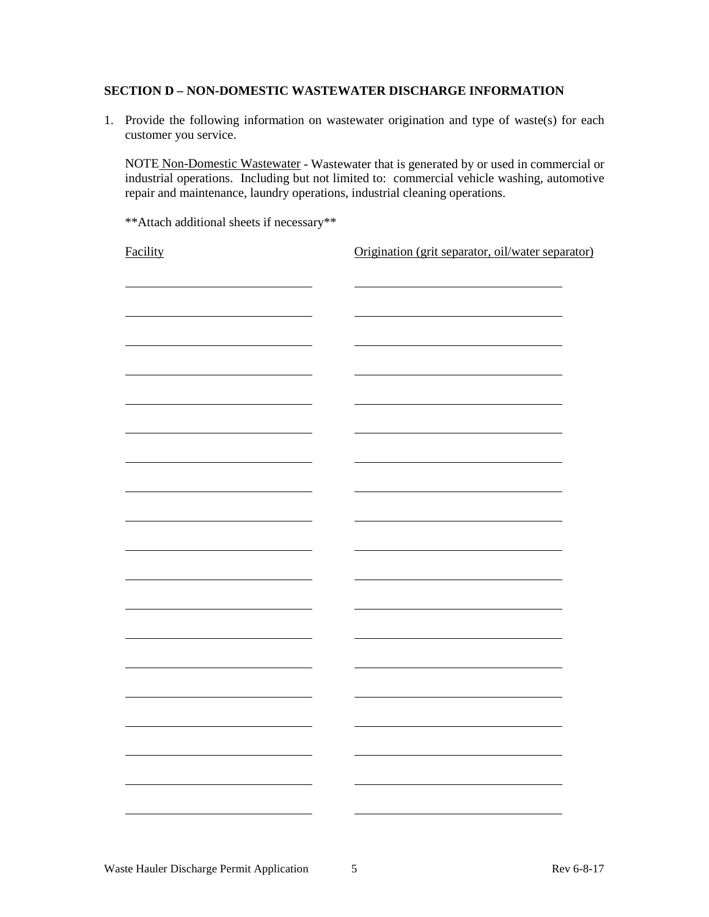### SECTION D – NON-DOMESTIC WASTEWATER DISCHARGE INFORMATION

1. Provide the following information on wastewater origination and type of waste(s) for each customer you service.

   NOTE Non-Domestic Wastewater - Wastewater that is generated by or used in commercial or industrial operations. Including but not limited to: commercial vehicle washing, automotive repair and maintenance, laundry operations, industrial cleaning operations.

   **Attach additional sheets if necessary**

| Facility | Origination (grit separator, oil/water separator) |
| --- | --- |
| | |
| | |
| | |
| | |
| | |
| | |
| | |
| | |
| | |
| | |
| | |
| | |
| | |
| | |
| | |
| | |
| | |
| | |
| | |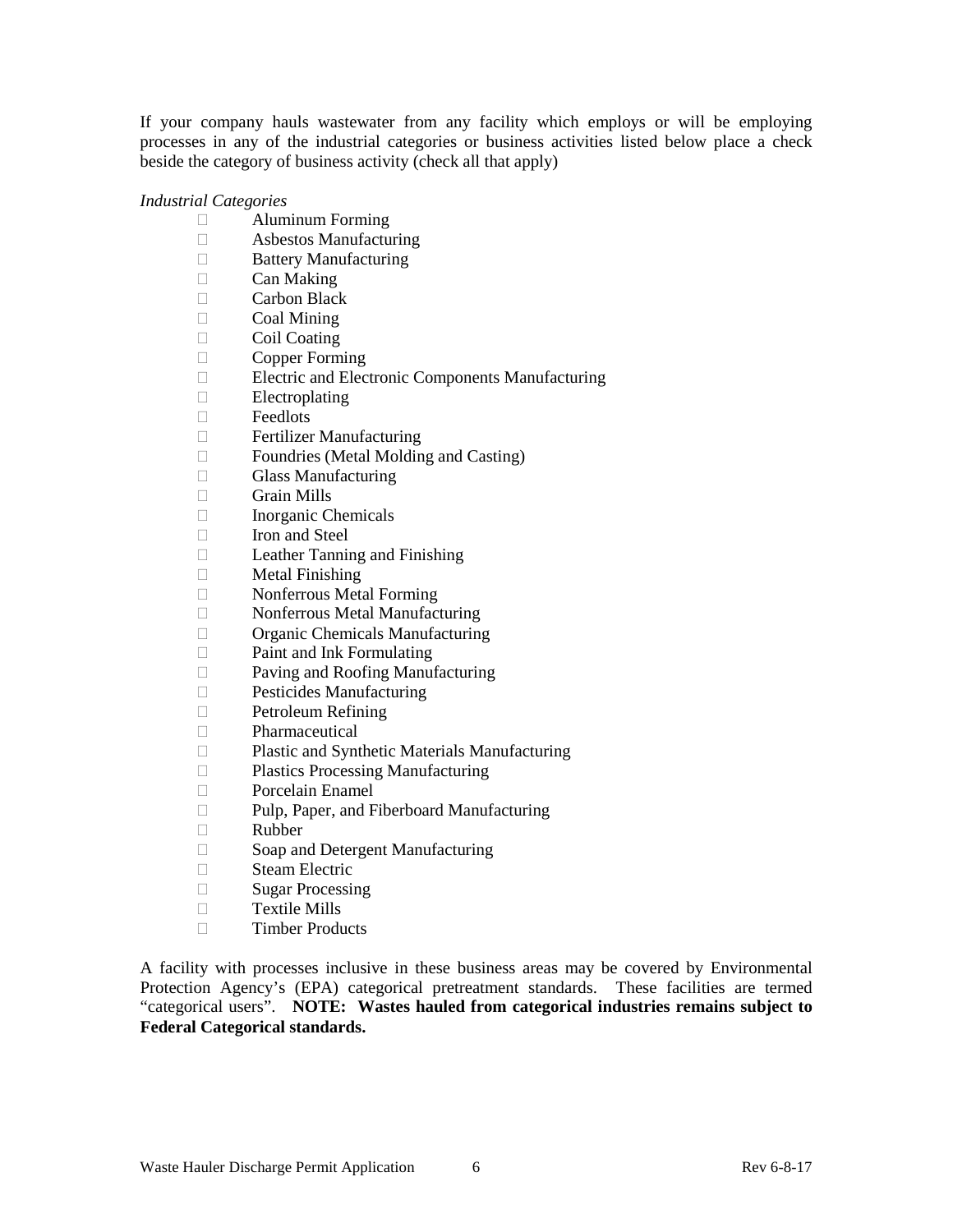If your company hauls wastewater from any facility which employs or will be employing processes in any of the industrial categories or business activities listed below place a check beside the category of business activity (check all that apply)

*Industrial Categories*

- ☐ Aluminum Forming
- ☐ Asbestos Manufacturing
- ☐ Battery Manufacturing
- ☐ Can Making
- ☐ Carbon Black
- ☐ Coal Mining
- ☐ Coil Coating
- ☐ Copper Forming
- ☐ Electric and Electronic Components Manufacturing
- ☐ Electroplating
- ☐ Feedlots
- ☐ Fertilizer Manufacturing
- ☐ Foundries (Metal Molding and Casting)
- ☐ Glass Manufacturing
- ☐ Grain Mills
- ☐ Inorganic Chemicals
- ☐ Iron and Steel
- ☐ Leather Tanning and Finishing
- ☐ Metal Finishing
- ☐ Nonferrous Metal Forming
- ☐ Nonferrous Metal Manufacturing
- ☐ Organic Chemicals Manufacturing
- ☐ Paint and Ink Formulating
- ☐ Paving and Roofing Manufacturing
- ☐ Pesticides Manufacturing
- ☐ Petroleum Refining
- ☐ Pharmaceutical
- ☐ Plastic and Synthetic Materials Manufacturing
- ☐ Plastics Processing Manufacturing
- ☐ Porcelain Enamel
- ☐ Pulp, Paper, and Fiberboard Manufacturing
- ☐ Rubber
- ☐ Soap and Detergent Manufacturing
- ☐ Steam Electric
- ☐ Sugar Processing
- ☐ Textile Mills
- ☐ Timber Products

A facility with processes inclusive in these business areas may be covered by Environmental Protection Agency's (EPA) categorical pretreatment standards. These facilities are termed "categorical users". **NOTE: Wastes hauled from categorical industries remains subject to Federal Categorical standards.**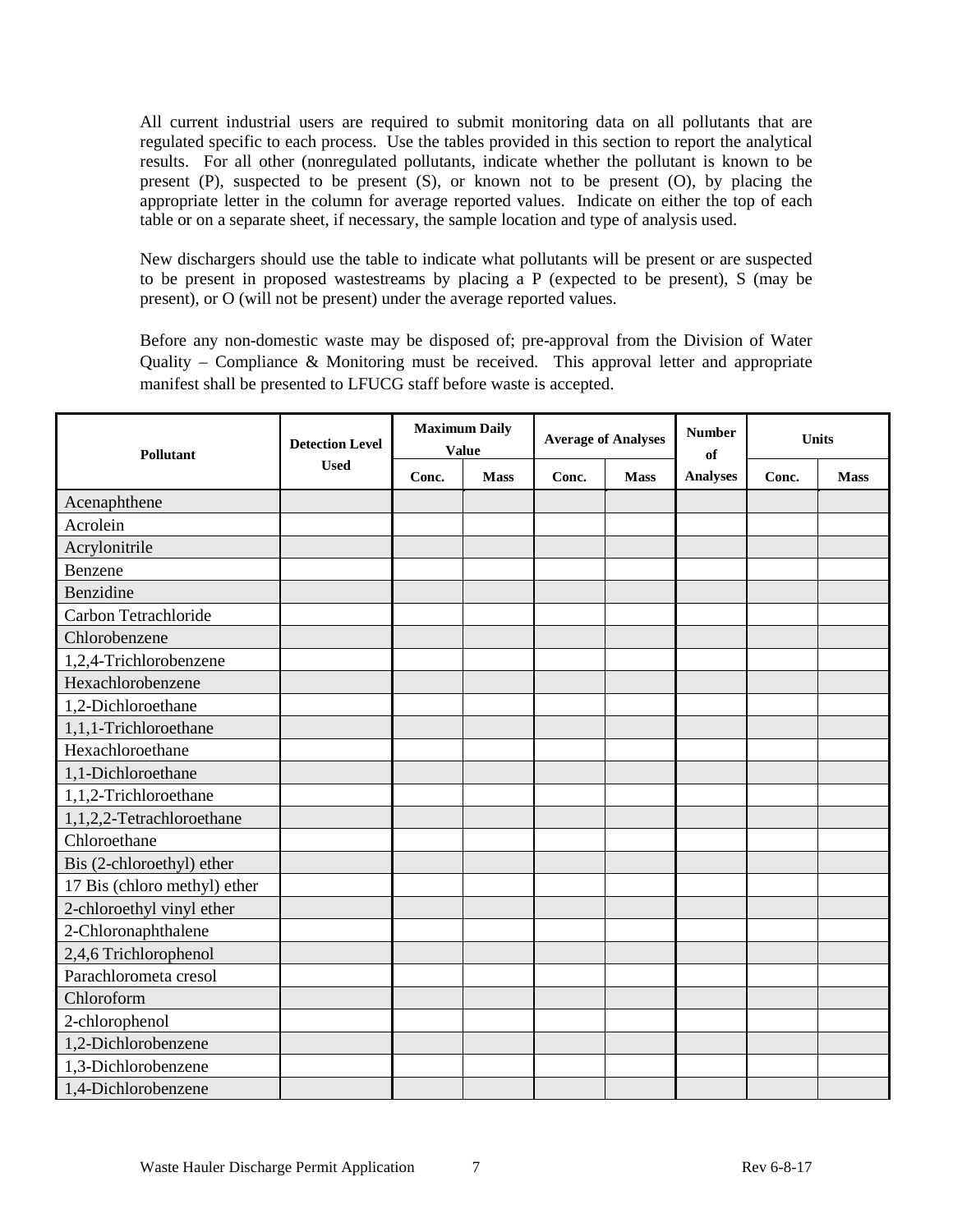All current industrial users are required to submit monitoring data on all pollutants that are regulated specific to each process. Use the tables provided in this section to report the analytical results. For all other (nonregulated pollutants, indicate whether the pollutant is known to be present (P), suspected to be present (S), or known not to be present (O), by placing the appropriate letter in the column for average reported values. Indicate on either the top of each table or on a separate sheet, if necessary, the sample location and type of analysis used.

New dischargers should use the table to indicate what pollutants will be present or are suspected to be present in proposed wastestreams by placing a P (expected to be present), S (may be present), or O (will not be present) under the average reported values.

Before any non-domestic waste may be disposed of; pre-approval from the Division of Water Quality – Compliance & Monitoring must be received. This approval letter and appropriate manifest shall be presented to LFUCG staff before waste is accepted.

| Pollutant | Detection Level Used | Maximum Daily Value | | Average of Analyses | | Number of Analyses | Units | |
|---|---|---|---|---|---|---|---|---|
| | | Conc. | Mass | Conc. | Mass | | Conc. | Mass |
| Acenaphthene | | | | | | | | |
| Acrolein | | | | | | | | |
| Acrylonitrile | | | | | | | | |
| Benzene | | | | | | | | |
| Benzidine | | | | | | | | |
| Carbon Tetrachloride | | | | | | | | |
| Chlorobenzene | | | | | | | | |
| 1,2,4-Trichlorobenzene | | | | | | | | |
| Hexachlorobenzene | | | | | | | | |
| 1,2-Dichloroethane | | | | | | | | |
| 1,1,1-Trichloroethane | | | | | | | | |
| Hexachloroethane | | | | | | | | |
| 1,1-Dichloroethane | | | | | | | | |
| 1,1,2-Trichloroethane | | | | | | | | |
| 1,1,2,2-Tetrachloroethane | | | | | | | | |
| Chloroethane | | | | | | | | |
| Bis (2-chloroethyl) ether | | | | | | | | |
| 17 Bis (chloro methyl) ether | | | | | | | | |
| 2-chloroethyl vinyl ether | | | | | | | | |
| 2-Chloronaphthalene | | | | | | | | |
| 2,4,6 Trichlorophenol | | | | | | | | |
| Parachlorometa cresol | | | | | | | | |
| Chloroform | | | | | | | | |
| 2-chlorophenol | | | | | | | | |
| 1,2-Dichlorobenzene | | | | | | | | |
| 1,3-Dichlorobenzene | | | | | | | | |
| 1,4-Dichlorobenzene | | | | | | | | |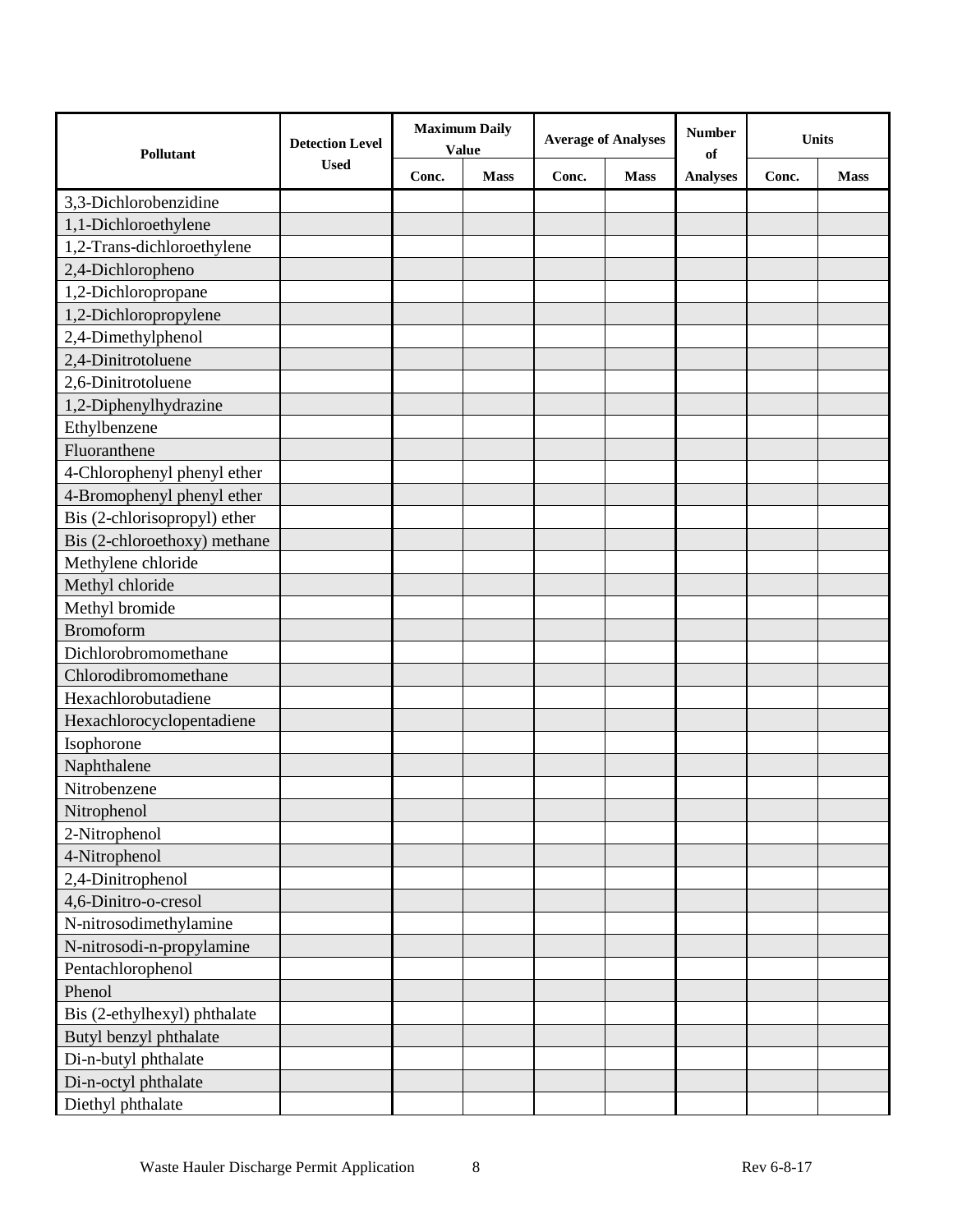| Pollutant | Detection Level Used | Maximum Daily Value | | Average of Analyses | | Number of Analyses | Units | |
|---|---|---|---|---|---|---|---|---|
| | | Conc. | Mass | Conc. | Mass | | Conc. | Mass |
| 3,3-Dichlorobenzidine | | | | | | | | |
| 1,1-Dichloroethylene | | | | | | | | |
| 1,2-Trans-dichloroethylene | | | | | | | | |
| 2,4-Dichloropheno | | | | | | | | |
| 1,2-Dichloropropane | | | | | | | | |
| 1,2-Dichloropropylene | | | | | | | | |
| 2,4-Dimethylphenol | | | | | | | | |
| 2,4-Dinitrotoluene | | | | | | | | |
| 2,6-Dinitrotoluene | | | | | | | | |
| 1,2-Diphenylhydrazine | | | | | | | | |
| Ethylbenzene | | | | | | | | |
| Fluoranthene | | | | | | | | |
| 4-Chlorophenyl phenyl ether | | | | | | | | |
| 4-Bromophenyl phenyl ether | | | | | | | | |
| Bis (2-chlorisopropyl) ether | | | | | | | | |
| Bis (2-chloroethoxy) methane | | | | | | | | |
| Methylene chloride | | | | | | | | |
| Methyl chloride | | | | | | | | |
| Methyl bromide | | | | | | | | |
| Bromoform | | | | | | | | |
| Dichlorobromomethane | | | | | | | | |
| Chlorodibromomethane | | | | | | | | |
| Hexachlorobutadiene | | | | | | | | |
| Hexachlorocyclopentadiene | | | | | | | | |
| Isophorone | | | | | | | | |
| Naphthalene | | | | | | | | |
| Nitrobenzene | | | | | | | | |
| Nitrophenol | | | | | | | | |
| 2-Nitrophenol | | | | | | | | |
| 4-Nitrophenol | | | | | | | | |
| 2,4-Dinitrophenol | | | | | | | | |
| 4,6-Dinitro-o-cresol | | | | | | | | |
| N-nitrosodimethylamine | | | | | | | | |
| N-nitrosodi-n-propylamine | | | | | | | | |
| Pentachlorophenol | | | | | | | | |
| Phenol | | | | | | | | |
| Bis (2-ethylhexyl) phthalate | | | | | | | | |
| Butyl benzyl phthalate | | | | | | | | |
| Di-n-butyl phthalate | | | | | | | | |
| Di-n-octyl phthalate | | | | | | | | |
| Diethyl phthalate | | | | | | | | |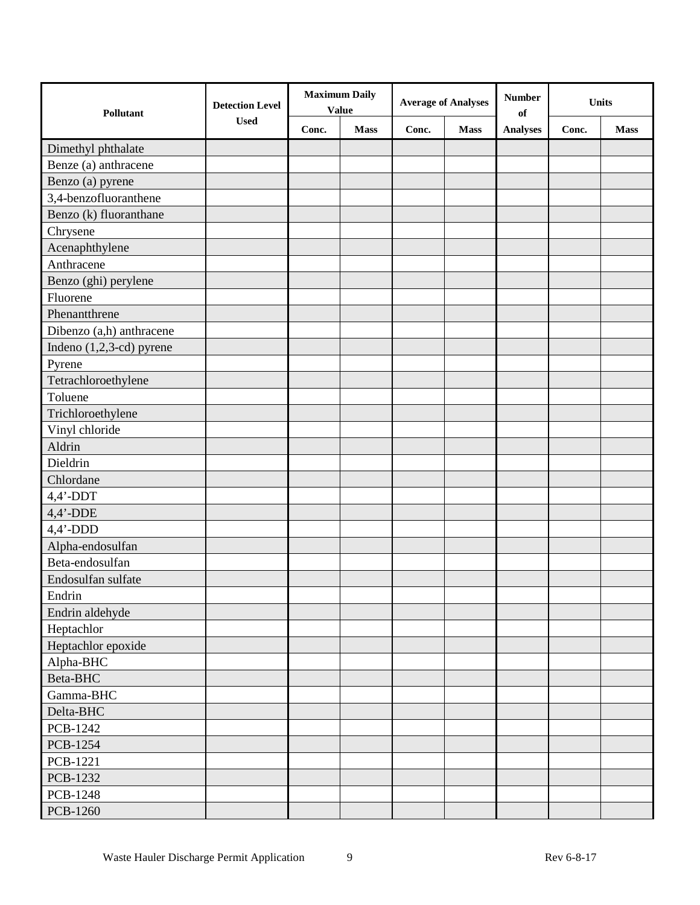| Pollutant | Detection Level Used | Maximum Daily Value | | Average of Analyses | | Number of Analyses | Units | |
|---|---|---|---|---|---|---|---|---|
| | | Conc. | Mass | Conc. | Mass | | Conc. | Mass |
| Dimethyl phthalate | | | | | | | | |
| Benze (a) anthracene | | | | | | | | |
| Benzo (a) pyrene | | | | | | | | |
| 3,4-benzofluoranthene | | | | | | | | |
| Benzo (k) fluoranthane | | | | | | | | |
| Chrysene | | | | | | | | |
| Acenaphthylene | | | | | | | | |
| Anthracene | | | | | | | | |
| Benzo (ghi) perylene | | | | | | | | |
| Fluorene | | | | | | | | |
| Phenantthrene | | | | | | | | |
| Dibenzo (a,h) anthracene | | | | | | | | |
| Indeno (1,2,3-cd) pyrene | | | | | | | | |
| Pyrene | | | | | | | | |
| Tetrachloroethylene | | | | | | | | |
| Toluene | | | | | | | | |
| Trichloroethylene | | | | | | | | |
| Vinyl chloride | | | | | | | | |
| Aldrin | | | | | | | | |
| Dieldrin | | | | | | | | |
| Chlordane | | | | | | | | |
| 4,4'-DDT | | | | | | | | |
| 4,4'-DDE | | | | | | | | |
| 4,4'-DDD | | | | | | | | |
| Alpha-endosulfan | | | | | | | | |
| Beta-endosulfan | | | | | | | | |
| Endosulfan sulfate | | | | | | | | |
| Endrin | | | | | | | | |
| Endrin aldehyde | | | | | | | | |
| Heptachlor | | | | | | | | |
| Heptachlor epoxide | | | | | | | | |
| Alpha-BHC | | | | | | | | |
| Beta-BHC | | | | | | | | |
| Gamma-BHC | | | | | | | | |
| Delta-BHC | | | | | | | | |
| PCB-1242 | | | | | | | | |
| PCB-1254 | | | | | | | | |
| PCB-1221 | | | | | | | | |
| PCB-1232 | | | | | | | | |
| PCB-1248 | | | | | | | | |
| PCB-1260 | | | | | | | | |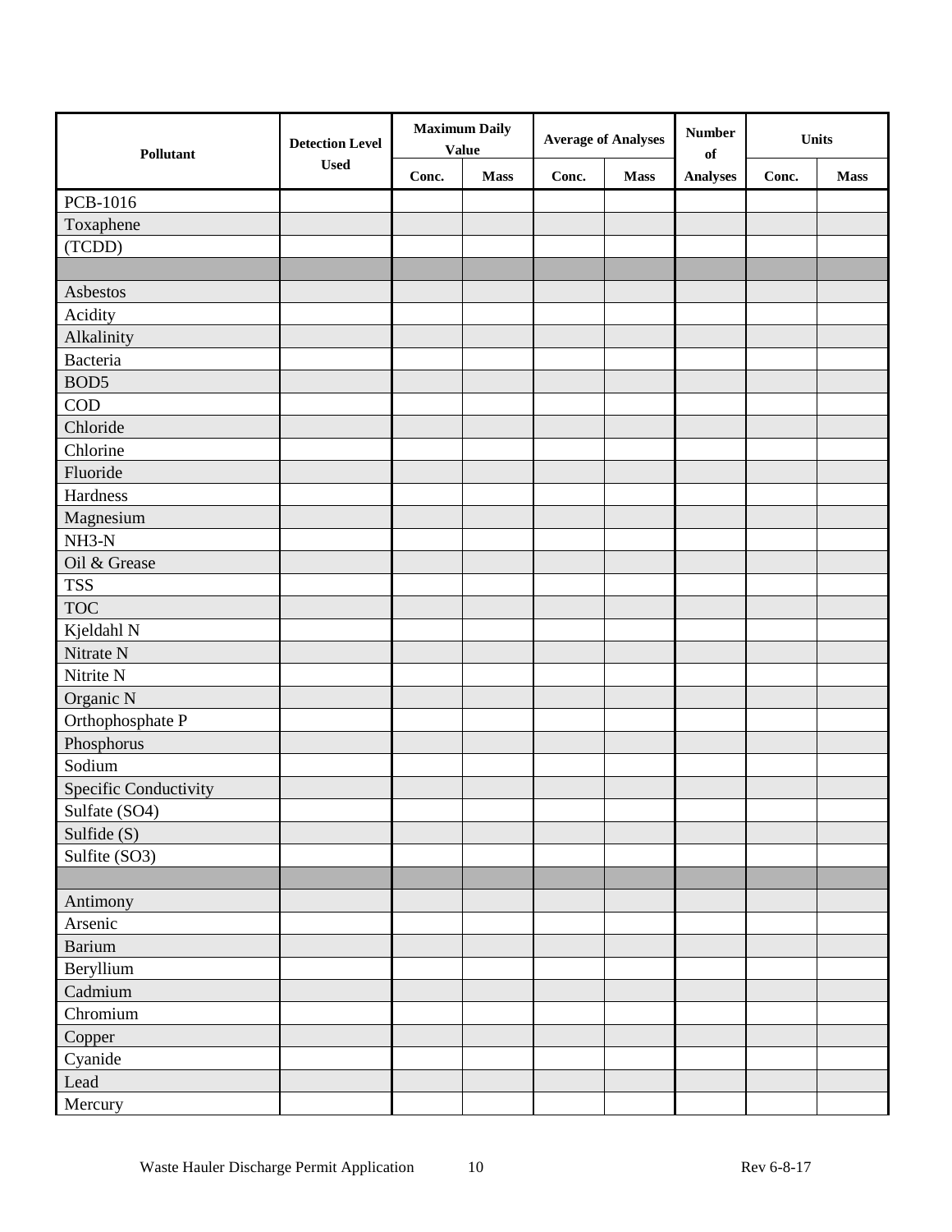| Pollutant | Detection Level Used | Maximum Daily Value | | Average of Analyses | | Number of Analyses | Units | |
|---|---|---|---|---|---|---|---|---|
| | | Conc. | Mass | Conc. | Mass | | Conc. | Mass |
| PCB-1016 | | | | | | | | |
| Toxaphene | | | | | | | | |
| (TCDD) | | | | | | | | |
| | | | | | | | | |
| Asbestos | | | | | | | | |
| Acidity | | | | | | | | |
| Alkalinity | | | | | | | | |
| Bacteria | | | | | | | | |
| BOD5 | | | | | | | | |
| COD | | | | | | | | |
| Chloride | | | | | | | | |
| Chlorine | | | | | | | | |
| Fluoride | | | | | | | | |
| Hardness | | | | | | | | |
| Magnesium | | | | | | | | |
| NH3-N | | | | | | | | |
| Oil & Grease | | | | | | | | |
| TSS | | | | | | | | |
| TOC | | | | | | | | |
| Kjeldahl N | | | | | | | | |
| Nitrate N | | | | | | | | |
| Nitrite N | | | | | | | | |
| Organic N | | | | | | | | |
| Orthophosphate P | | | | | | | | |
| Phosphorus | | | | | | | | |
| Sodium | | | | | | | | |
| Specific Conductivity | | | | | | | | |
| Sulfate (SO4) | | | | | | | | |
| Sulfide (S) | | | | | | | | |
| Sulfite (SO3) | | | | | | | | |
| | | | | | | | | |
| Antimony | | | | | | | | |
| Arsenic | | | | | | | | |
| Barium | | | | | | | | |
| Beryllium | | | | | | | | |
| Cadmium | | | | | | | | |
| Chromium | | | | | | | | |
| Copper | | | | | | | | |
| Cyanide | | | | | | | | |
| Lead | | | | | | | | |
| Mercury | | | | | | | | |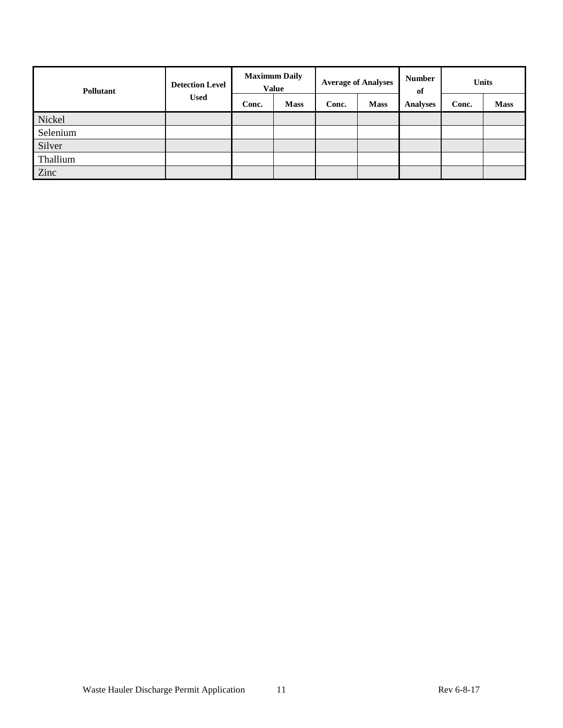| Pollutant | Detection Level Used | Maximum Daily Value | | Average of Analyses | | Number of Analyses | Units | |
|---|---|---|---|---|---|---|---|---|
| | | Conc. | Mass | Conc. | Mass | | Conc. | Mass |
| Nickel | | | | | | | | |
| Selenium | | | | | | | | |
| Silver | | | | | | | | |
| Thallium | | | | | | | | |
| Zinc | | | | | | | | |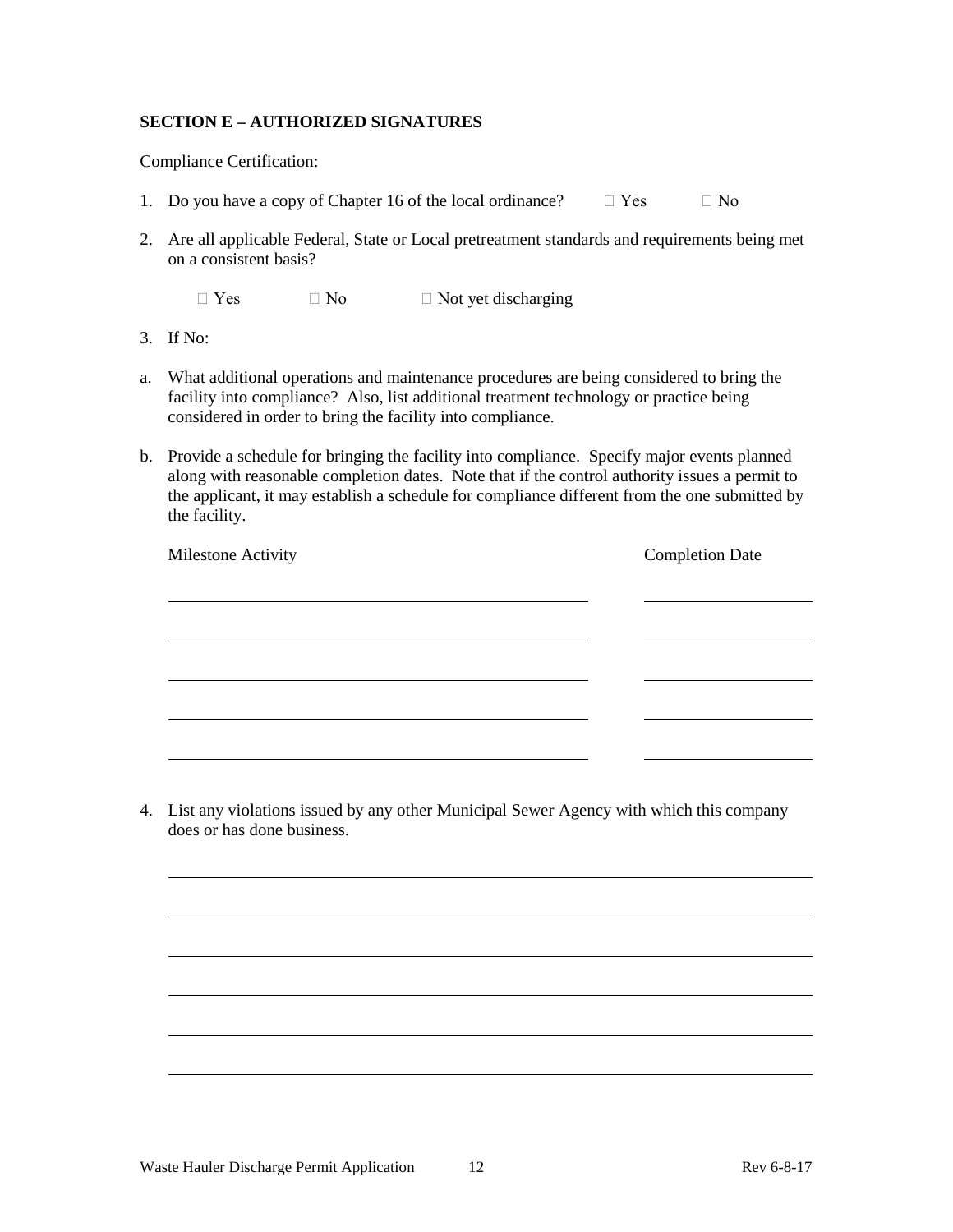## SECTION E – AUTHORIZED SIGNATURES

Compliance Certification:

1. Do you have a copy of Chapter 16 of the local ordinance? ☐ Yes ☐ No

2. Are all applicable Federal, State or Local pretreatment standards and requirements being met on a consistent basis?

   ☐ Yes ☐ No ☐ Not yet discharging

3. If No:

a. What additional operations and maintenance procedures are being considered to bring the facility into compliance? Also, list additional treatment technology or practice being considered in order to bring the facility into compliance.

b. Provide a schedule for bringing the facility into compliance. Specify major events planned along with reasonable completion dates. Note that if the control authority issues a permit to the applicant, it may establish a schedule for compliance different from the one submitted by the facility.

| Milestone Activity | Completion Date |
|---|---|
| | |
| | |
| | |
| | |
| | |

4. List any violations issued by any other Municipal Sewer Agency with which this company does or has done business.

______________________________________________________________________

______________________________________________________________________

______________________________________________________________________

______________________________________________________________________

______________________________________________________________________

______________________________________________________________________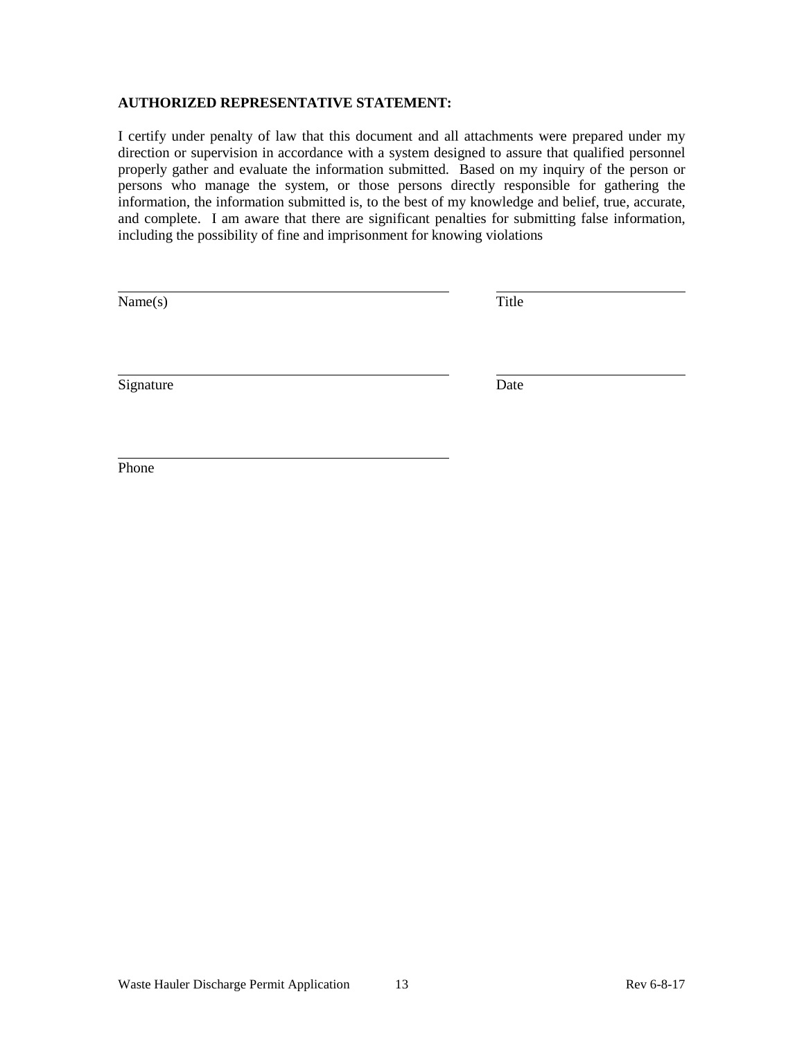**AUTHORIZED REPRESENTATIVE STATEMENT:**

I certify under penalty of law that this document and all attachments were prepared under my direction or supervision in accordance with a system designed to assure that qualified personnel properly gather and evaluate the information submitted. Based on my inquiry of the person or persons who manage the system, or those persons directly responsible for gathering the information, the information submitted is, to the best of my knowledge and belief, true, accurate, and complete. I am aware that there are significant penalties for submitting false information, including the possibility of fine and imprisonment for knowing violations

| | |
|---|---|
| ______________________________ | ______________________________ |
| Name(s) | Title |
| ______________________________ | ______________________________ |
| Signature | Date |
| ______________________________ | |
| Phone | |